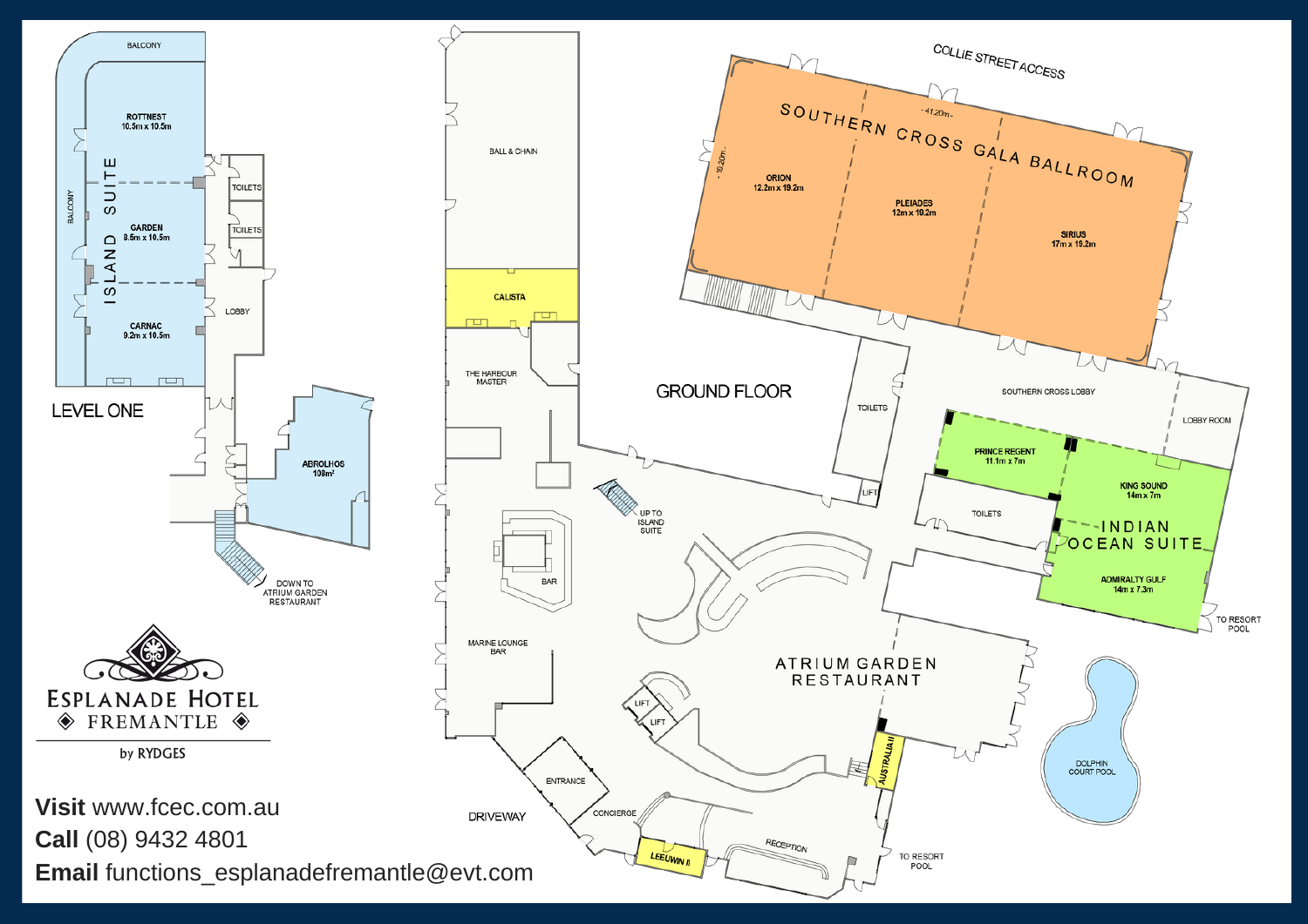## LEVEL ONE

BALCONY

ISLAND SUITE

ROTTNEST
10.5m x 10.5m

GARDEN
8.5m x 10.5m

CARNAC
9.2m x 10.5m

TOILETS

TOILETS

LOBBY

ABROLHOS
108m²

DOWN TO ATRIUM GARDEN RESTAURANT

## GROUND FLOOR

COLLIE STREET ACCESS

SOUTHERN CROSS GALA BALLROOM

41.20m

19.20m

ORION
12.2m x 19.2m

PLEIADES
12m x 19.2m

SIRIUS
17m x 19.2m

BALL & CHAIN

CALISTA

THE HARBOUR MASTER

UP TO ISLAND SUITE

BAR

MARINE LOUNGE BAR

TOILETS

LIFT

SOUTHERN CROSS LOBBY

LOBBY ROOM

PRINCE REGENT
11.1m x 7m

KING SOUND
14m x 7m

TOILETS

INDIAN OCEAN SUITE

ADMIRALTY GULF
14m x 7.3m

TO RESORT POOL

ATRIUM GARDEN RESTAURANT

LIFT

LIFT

AUSTRALIA II

DOLPHIN COURT POOL

ENTRANCE

DRIVEWAY

CONCIERGE

LEEUWIN II

RECEPTION

TO RESORT POOL

ESPLANADE HOTEL
FREMANTLE
by RYDGES

**Visit** www.fcec.com.au
**Call** (08) 9432 4801
**Email** functions_esplanadefremantle@evt.com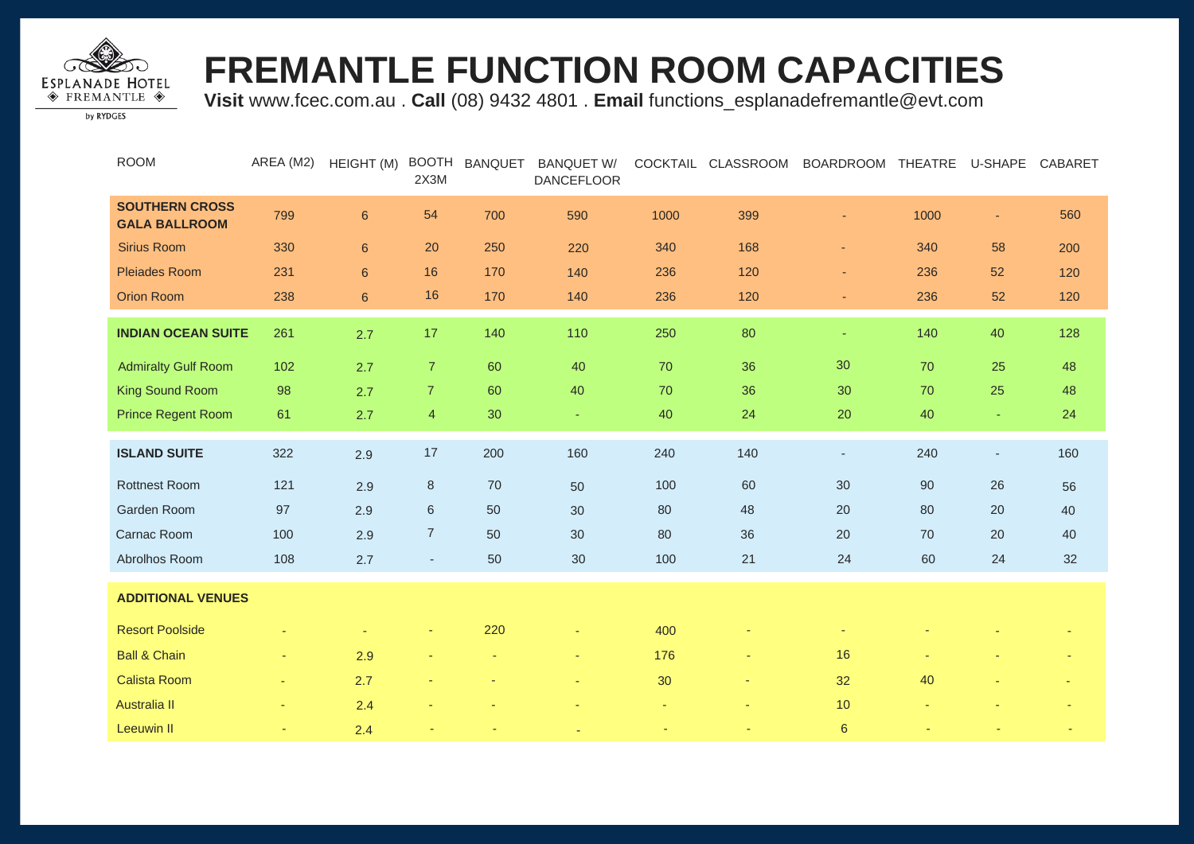ESPLANADE HOTEL
FREMANTLE
by RYDGES

# FREMANTLE FUNCTION ROOM CAPACITIES

**Visit** www.fcec.com.au . **Call** (08) 9432 4801 . **Email** functions_esplanadefremantle@evt.com

| ROOM | AREA (M2) | HEIGHT (M) | BOOTH 2X3M | BANQUET | BANQUET W/ DANCEFLOOR | COCKTAIL | CLASSROOM | BOARDROOM | THEATRE | U-SHAPE | CABARET |
|---|---|---|---|---|---|---|---|---|---|---|---|
| **SOUTHERN CROSS GALA BALLROOM** | 799 | 6 | 54 | 700 | 590 | 1000 | 399 | - | 1000 | - | 560 |
| Sirius Room | 330 | 6 | 20 | 250 | 220 | 340 | 168 | - | 340 | 58 | 200 |
| Pleiades Room | 231 | 6 | 16 | 170 | 140 | 236 | 120 | - | 236 | 52 | 120 |
| Orion Room | 238 | 6 | 16 | 170 | 140 | 236 | 120 | - | 236 | 52 | 120 |
| **INDIAN OCEAN SUITE** | 261 | 2.7 | 17 | 140 | 110 | 250 | 80 | - | 140 | 40 | 128 |
| Admiralty Gulf Room | 102 | 2.7 | 7 | 60 | 40 | 70 | 36 | 30 | 70 | 25 | 48 |
| King Sound Room | 98 | 2.7 | 7 | 60 | 40 | 70 | 36 | 30 | 70 | 25 | 48 |
| Prince Regent Room | 61 | 2.7 | 4 | 30 | - | 40 | 24 | 20 | 40 | - | 24 |
| **ISLAND SUITE** | 322 | 2.9 | 17 | 200 | 160 | 240 | 140 | - | 240 | - | 160 |
| Rottnest Room | 121 | 2.9 | 8 | 70 | 50 | 100 | 60 | 30 | 90 | 26 | 56 |
| Garden Room | 97 | 2.9 | 6 | 50 | 30 | 80 | 48 | 20 | 80 | 20 | 40 |
| Carnac Room | 100 | 2.9 | 7 | 50 | 30 | 80 | 36 | 20 | 70 | 20 | 40 |
| Abrolhos Room | 108 | 2.7 | - | 50 | 30 | 100 | 21 | 24 | 60 | 24 | 32 |
| **ADDITIONAL VENUES** | | | | | | | | | | | |
| Resort Poolside | - | - | - | 220 | - | 400 | - | - | - | - | - |
| Ball & Chain | - | 2.9 | - | - | - | 176 | - | 16 | - | - | - |
| Calista Room | - | 2.7 | - | - | - | 30 | - | 32 | 40 | - | - |
| Australia II | - | 2.4 | - | - | - | - | - | 10 | - | - | - |
| Leeuwin II | - | 2.4 | - | - | - | - | - | 6 | - | - | - |